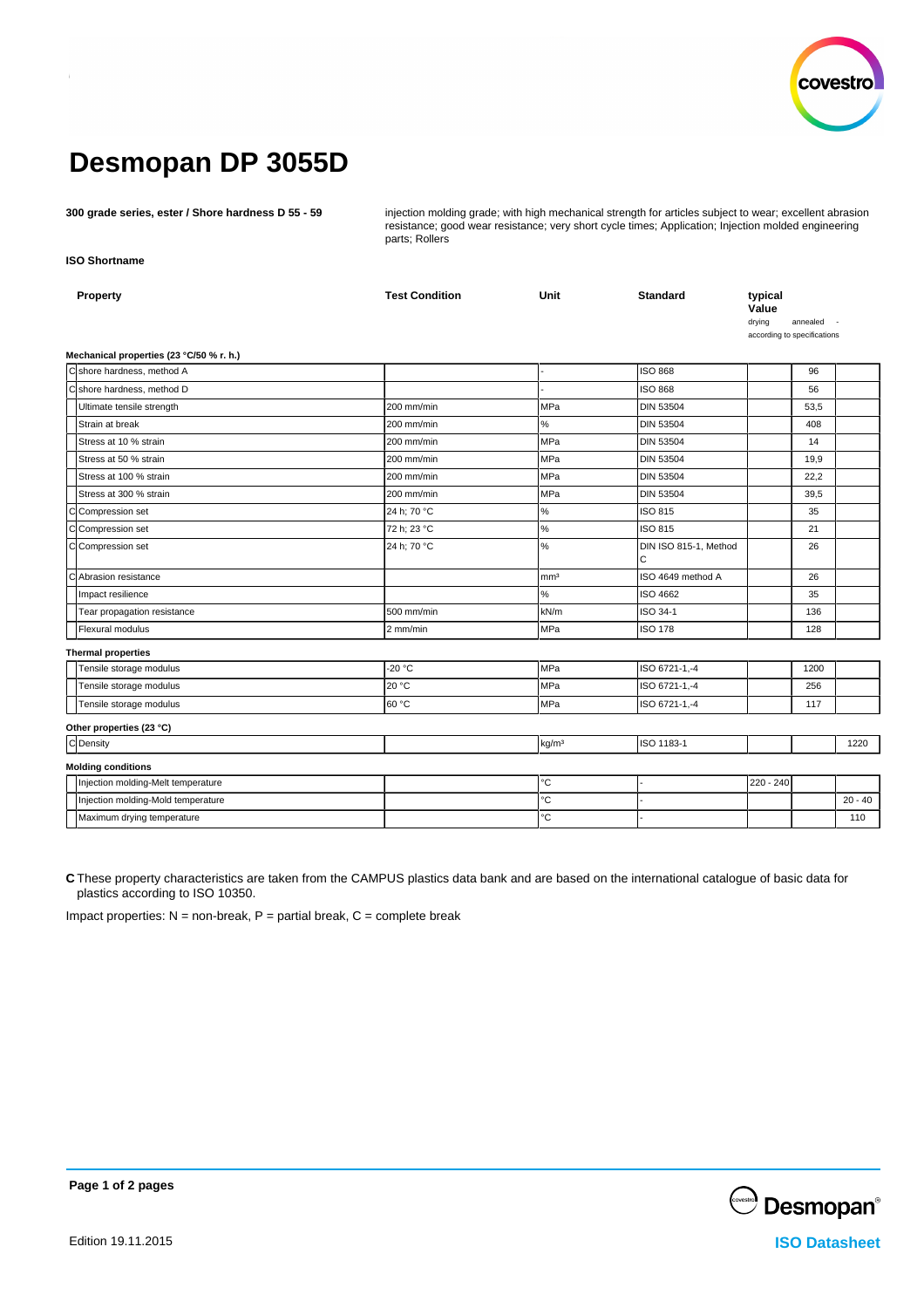# Desmopan DP 3055D

**300 grade series, ester / Shore hardness D 55 - 59**

injection molding grade; with high mechanical strength for articles subject to wear; excellent abrasion resistance; good wear resistance; very short cycle times; Application; Injection molded engineering parts; Rollers

**ISO Shortname**

| | Property | Test Condition | Unit | Standard | typical Value drying | annealed | - according to specifications |
|---|---|---|---|---|---|---|---|
| **Mechanical properties (23 °C/50 % r. h.)** | | | | | | | |
| C | shore hardness, method A | | - | ISO 868 | | 96 | |
| C | shore hardness, method D | | - | ISO 868 | | 56 | |
| | Ultimate tensile strength | 200 mm/min | MPa | DIN 53504 | | 53,5 | |
| | Strain at break | 200 mm/min | % | DIN 53504 | | 408 | |
| | Stress at 10 % strain | 200 mm/min | MPa | DIN 53504 | | 14 | |
| | Stress at 50 % strain | 200 mm/min | MPa | DIN 53504 | | 19,9 | |
| | Stress at 100 % strain | 200 mm/min | MPa | DIN 53504 | | 22,2 | |
| | Stress at 300 % strain | 200 mm/min | MPa | DIN 53504 | | 39,5 | |
| C | Compression set | 24 h; 70 °C | % | ISO 815 | | 35 | |
| C | Compression set | 72 h; 23 °C | % | ISO 815 | | 21 | |
| C | Compression set | 24 h; 70 °C | % | DIN ISO 815-1, Method C | | 26 | |
| C | Abrasion resistance | | mm³ | ISO 4649 method A | | 26 | |
| | Impact resilience | | % | ISO 4662 | | 35 | |
| | Tear propagation resistance | 500 mm/min | kN/m | ISO 34-1 | | 136 | |
| | Flexural modulus | 2 mm/min | MPa | ISO 178 | | 128 | |
| **Thermal properties** | | | | | | | |
| | Tensile storage modulus | -20 °C | MPa | ISO 6721-1,-4 | | 1200 | |
| | Tensile storage modulus | 20 °C | MPa | ISO 6721-1,-4 | | 256 | |
| | Tensile storage modulus | 60 °C | MPa | ISO 6721-1,-4 | | 117 | |
| **Other properties (23 °C)** | | | | | | | |
| C | Density | | kg/m³ | ISO 1183-1 | | | 1220 |
| **Molding conditions** | | | | | | | |
| | Injection molding-Melt temperature | | °C | - | 220 - 240 | | |
| | Injection molding-Mold temperature | | °C | - | | | 20 - 40 |
| | Maximum drying temperature | | °C | - | | | 110 |

**C** These property characteristics are taken from the CAMPUS plastics data bank and are based on the international catalogue of basic data for plastics according to ISO 10350.

Impact properties: N = non-break, P = partial break, C = complete break

Edition 19.11.2015

ISO Datasheet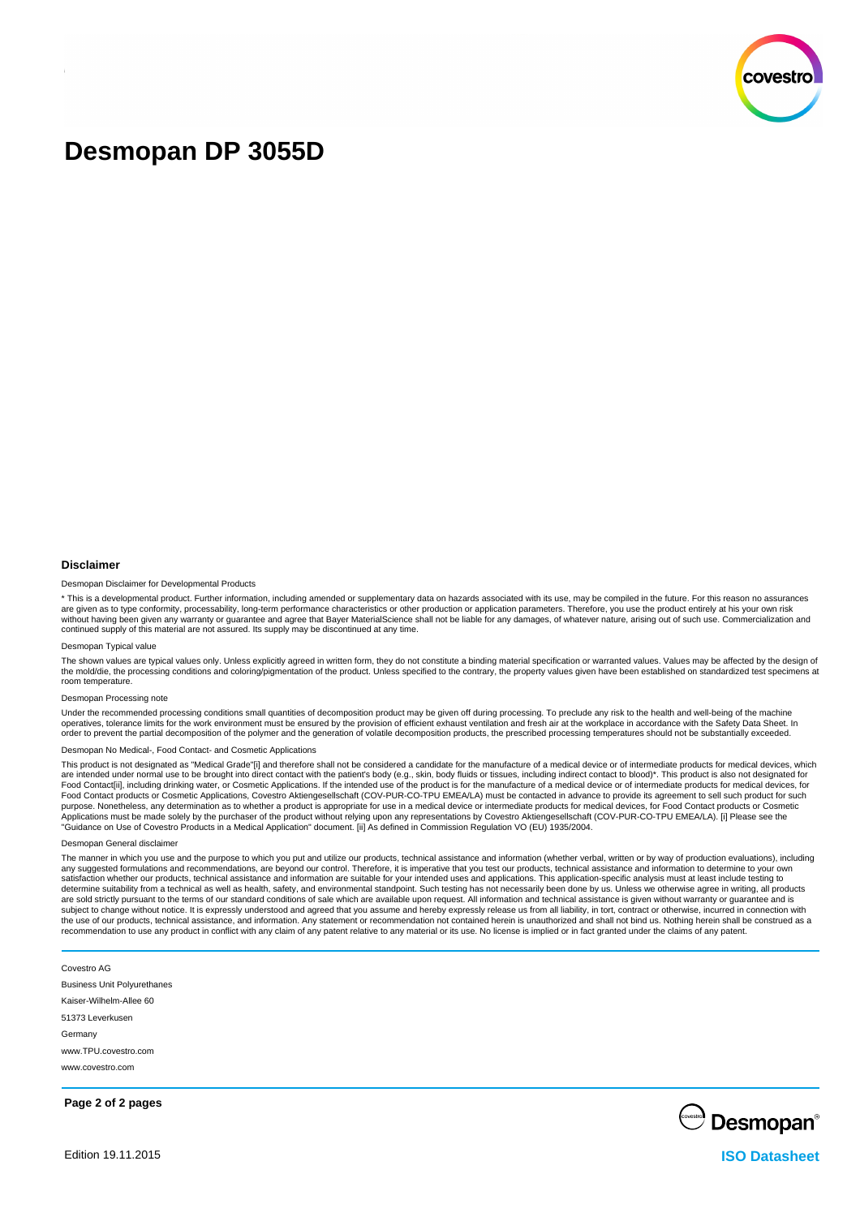# Desmopan DP 3055D

## Disclaimer

Desmopan Disclaimer for Developmental Products

* This is a developmental product. Further information, including amended or supplementary data on hazards associated with its use, may be compiled in the future. For this reason no assurances are given as to type conformity, processability, long-term performance characteristics or other production or application parameters. Therefore, you use the product entirely at his your own risk without having been given any warranty or guarantee and agree that Bayer MaterialScience shall not be liable for any damages, of whatever nature, arising out of such use. Commercialization and continued supply of this material are not assured. Its supply may be discontinued at any time.

Desmopan Typical value

The shown values are typical values only. Unless explicitly agreed in written form, they do not constitute a binding material specification or warranted values. Values may be affected by the design of the mold/die, the processing conditions and coloring/pigmentation of the product. Unless specified to the contrary, the property values given have been established on standardized test specimens at room temperature.

Desmopan Processing note

Under the recommended processing conditions small quantities of decomposition product may be given off during processing. To preclude any risk to the health and well-being of the machine operatives, tolerance limits for the work environment must be ensured by the provision of efficient exhaust ventilation and fresh air at the workplace in accordance with the Safety Data Sheet. In order to prevent the partial decomposition of the polymer and the generation of volatile decomposition products, the prescribed processing temperatures should not be substantially exceeded.

Desmopan No Medical-, Food Contact- and Cosmetic Applications

This product is not designated as "Medical Grade"[i] and therefore shall not be considered a candidate for the manufacture of a medical device or of intermediate products for medical devices, which are intended under normal use to be brought into direct contact with the patient's body (e.g., skin, body fluids or tissues, including indirect contact to blood)*. This product is also not designated for Food Contact[ii], including drinking water, or Cosmetic Applications. If the intended use of the product is for the manufacture of a medical device or of intermediate products for medical devices, for Food Contact products or Cosmetic Applications, Covestro Aktiengesellschaft (COV-PUR-CO-TPU EMEA/LA) must be contacted in advance to provide its agreement to sell such product for such purpose. Nonetheless, any determination as to whether a product is appropriate for use in a medical device or intermediate products for medical devices, for Food Contact products or Cosmetic Applications must be made solely by the purchaser of the product without relying upon any representations by Covestro Aktiengesellschaft (COV-PUR-CO-TPU EMEA/LA). [i] Please see the "Guidance on Use of Covestro Products in a Medical Application" document. [ii] As defined in Commission Regulation VO (EU) 1935/2004.

Desmopan General disclaimer

The manner in which you use and the purpose to which you put and utilize our products, technical assistance and information (whether verbal, written or by way of production evaluations), including any suggested formulations and recommendations, are beyond our control. Therefore, it is imperative that you test our products, technical assistance and information to determine to your own satisfaction whether our products, technical assistance and information are suitable for your intended uses and applications. This application-specific analysis must at least include testing to determine suitability from a technical as well as health, safety, and environmental standpoint. Such testing has not necessarily been done by us. Unless we otherwise agree in writing, all products are sold strictly pursuant to the terms of our standard conditions of sale which are available upon request. All information and technical assistance is given without warranty or guarantee and is subject to change without notice. It is expressly understood and agreed that you assume and hereby expressly release us from all liability, in tort, contract or otherwise, incurred in connection with the use of our products, technical assistance, and information. Any statement or recommendation not contained herein is unauthorized and shall not bind us. Nothing herein shall be construed as a recommendation to use any product in conflict with any claim of any patent relative to any material or its use. No license is implied or in fact granted under the claims of any patent.

Covestro AG

Business Unit Polyurethanes

Kaiser-Wilhelm-Allee 60

51373 Leverkusen

Germany

www.TPU.covestro.com

www.covestro.com

Edition 19.11.2015

ISO Datasheet